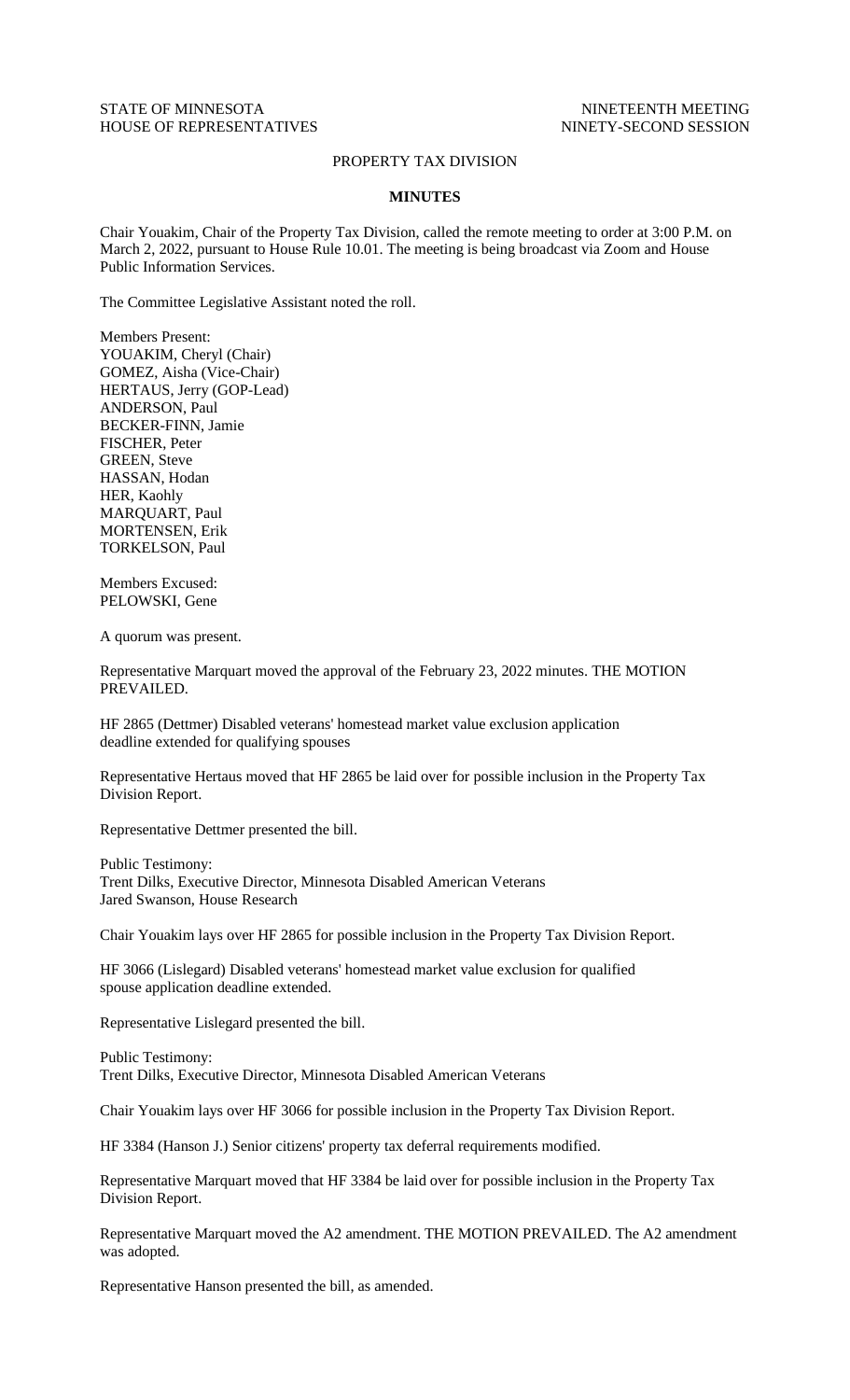STATE OF MINNESOTA NINETEENTH MEETING
HOUSE OF REPRESENTATIVES NINETY-SECOND SESSION

PROPERTY TAX DIVISION

**MINUTES**

Chair Youakim, Chair of the Property Tax Division, called the remote meeting to order at 3:00 P.M. on March 2, 2022, pursuant to House Rule 10.01. The meeting is being broadcast via Zoom and House Public Information Services.

The Committee Legislative Assistant noted the roll.

Members Present:
YOUAKIM, Cheryl (Chair)
GOMEZ, Aisha (Vice-Chair)
HERTAUS, Jerry (GOP-Lead)
ANDERSON, Paul
BECKER-FINN, Jamie
FISCHER, Peter
GREEN, Steve
HASSAN, Hodan
HER, Kaohly
MARQUART, Paul
MORTENSEN, Erik
TORKELSON, Paul

Members Excused:
PELOWSKI, Gene

A quorum was present.

Representative Marquart moved the approval of the February 23, 2022 minutes. THE MOTION PREVAILED.

HF 2865 (Dettmer) Disabled veterans' homestead market value exclusion application deadline extended for qualifying spouses

Representative Hertaus moved that HF 2865 be laid over for possible inclusion in the Property Tax Division Report.

Representative Dettmer presented the bill.

Public Testimony:
Trent Dilks, Executive Director, Minnesota Disabled American Veterans
Jared Swanson, House Research

Chair Youakim lays over HF 2865 for possible inclusion in the Property Tax Division Report.

HF 3066 (Lislegard) Disabled veterans' homestead market value exclusion for qualified spouse application deadline extended.

Representative Lislegard presented the bill.

Public Testimony:
Trent Dilks, Executive Director, Minnesota Disabled American Veterans

Chair Youakim lays over HF 3066 for possible inclusion in the Property Tax Division Report.

HF 3384 (Hanson J.) Senior citizens' property tax deferral requirements modified.

Representative Marquart moved that HF 3384 be laid over for possible inclusion in the Property Tax Division Report.

Representative Marquart moved the A2 amendment. THE MOTION PREVAILED. The A2 amendment was adopted.

Representative Hanson presented the bill, as amended.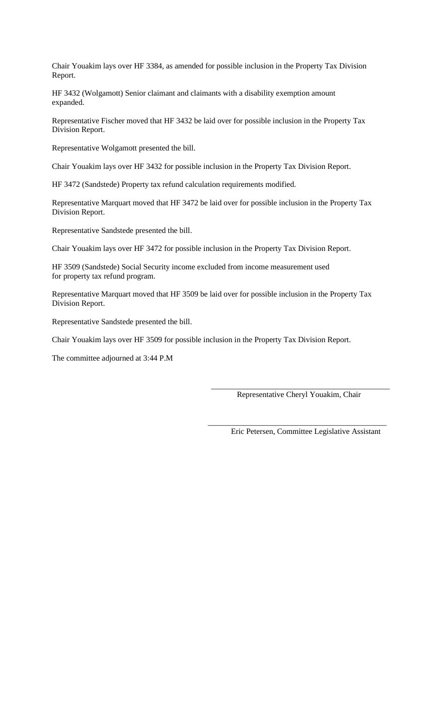Chair Youakim lays over HF 3384, as amended for possible inclusion in the Property Tax Division Report.

HF 3432 (Wolgamott) Senior claimant and claimants with a disability exemption amount expanded.

Representative Fischer moved that HF 3432 be laid over for possible inclusion in the Property Tax Division Report.

Representative Wolgamott presented the bill.

Chair Youakim lays over HF 3432 for possible inclusion in the Property Tax Division Report.

HF 3472 (Sandstede) Property tax refund calculation requirements modified.

Representative Marquart moved that HF 3472 be laid over for possible inclusion in the Property Tax Division Report.

Representative Sandstede presented the bill.

Chair Youakim lays over HF 3472 for possible inclusion in the Property Tax Division Report.

HF 3509 (Sandstede) Social Security income excluded from income measurement used for property tax refund program.

Representative Marquart moved that HF 3509 be laid over for possible inclusion in the Property Tax Division Report.

Representative Sandstede presented the bill.

Chair Youakim lays over HF 3509 for possible inclusion in the Property Tax Division Report.

The committee adjourned at 3:44 P.M

______________________________________________
Representative Cheryl Youakim, Chair

______________________________________________
Eric Petersen, Committee Legislative Assistant